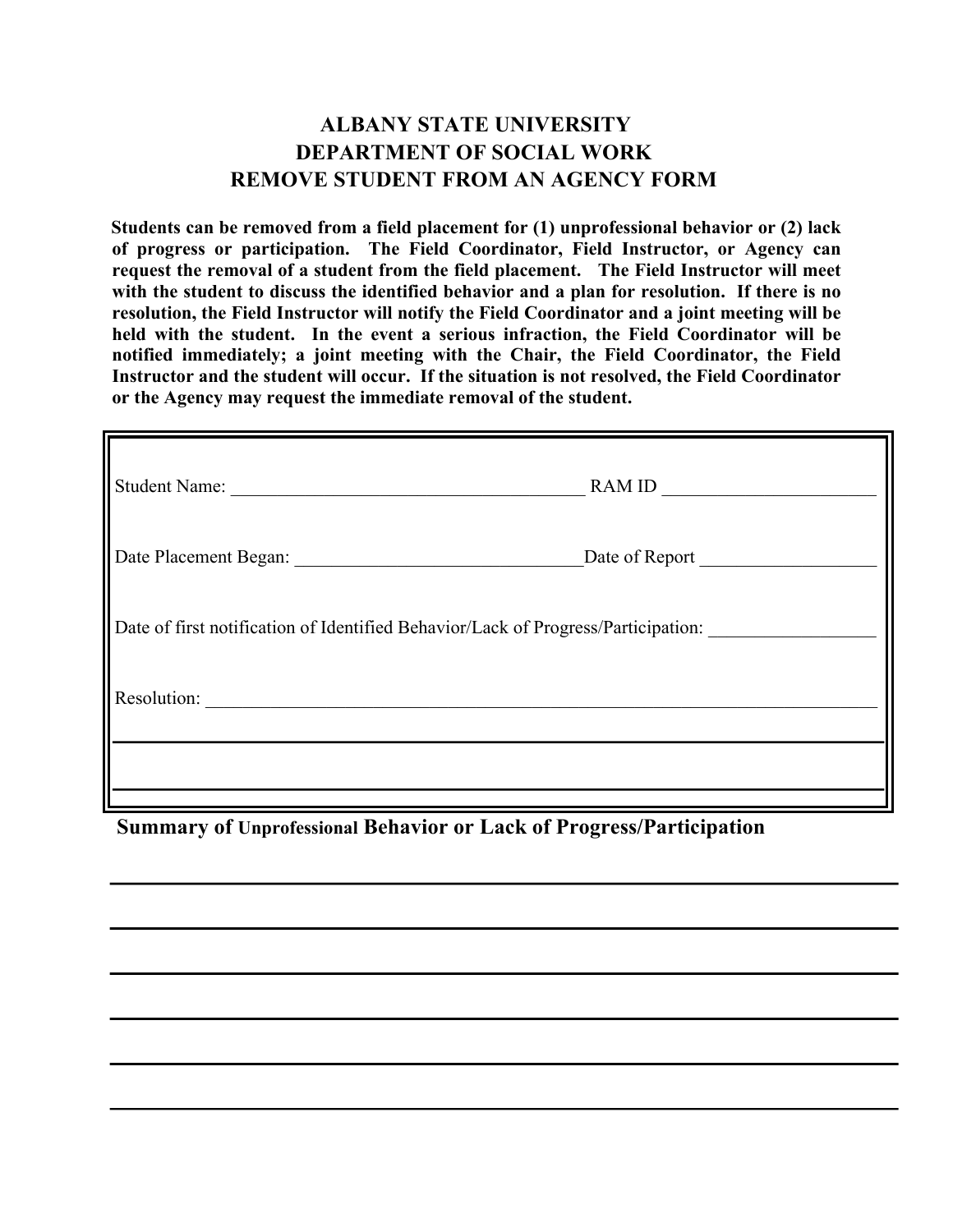# ALBANY STATE UNIVERSITY
# DEPARTMENT OF SOCIAL WORK
# REMOVE STUDENT FROM AN AGENCY FORM

**Students can be removed from a field placement for (1) unprofessional behavior or (2) lack of progress or participation. The Field Coordinator, Field Instructor, or Agency can request the removal of a student from the field placement. The Field Instructor will meet with the student to discuss the identified behavior and a plan for resolution. If there is no resolution, the Field Instructor will notify the Field Coordinator and a joint meeting will be held with the student. In the event a serious infraction, the Field Coordinator will be notified immediately; a joint meeting with the Chair, the Field Coordinator, the Field Instructor and the student will occur. If the situation is not resolved, the Field Coordinator or the Agency may request the immediate removal of the student.**

Student Name: ______________________________________ RAM ID ______________________

Date Placement Began: ______________________________ Date of Report __________________

Date of first notification of Identified Behavior/Lack of Progress/Participation: _________________

Resolution: ________________________________________________________________________

____________________________________________________________________________________

____________________________________________________________________________________

## Summary of Unprofessional Behavior or Lack of Progress/Participation

____________________________________________________________________________________

____________________________________________________________________________________

____________________________________________________________________________________

____________________________________________________________________________________

____________________________________________________________________________________

____________________________________________________________________________________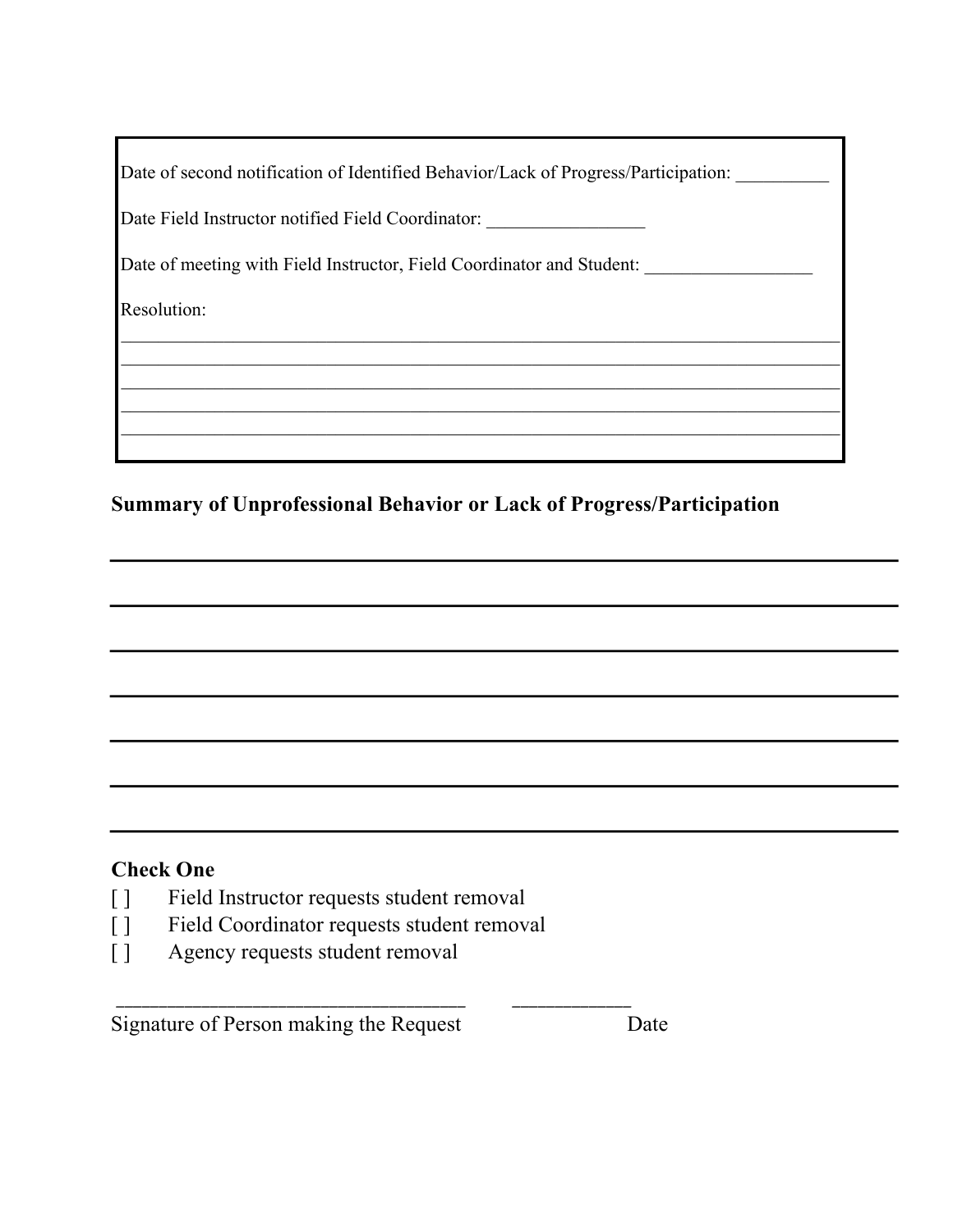Date of second notification of Identified Behavior/Lack of Progress/Participation: __________

Date Field Instructor notified Field Coordinator: _________________

Date of meeting with Field Instructor, Field Coordinator and Student: __________________

Resolution:

______________________________________________________________________________
______________________________________________________________________________
______________________________________________________________________________
______________________________________________________________________________
______________________________________________________________________________

**Summary of Unprofessional Behavior or Lack of Progress/Participation**

______________________________________________________________________________

______________________________________________________________________________

______________________________________________________________________________

______________________________________________________________________________

______________________________________________________________________________

______________________________________________________________________________

______________________________________________________________________________

**Check One**

[ ] Field Instructor requests student removal
[ ] Field Coordinator requests student removal
[ ] Agency requests student removal

_________________________________ ___________
Signature of Person making the Request Date